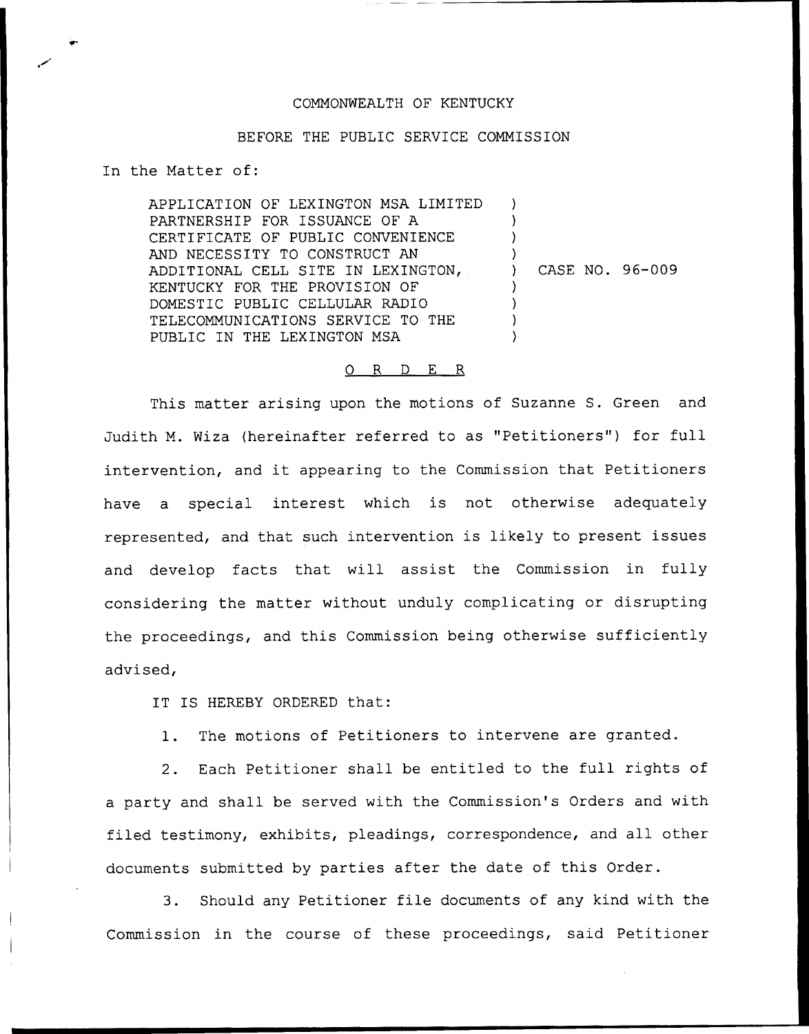COMMONWEALTH OF KENTUCKY

BEFORE THE PUBLIC SERVICE COMMISSION

In the Matter of:

| | | |
|---|---|---|
| APPLICATION OF LEXINGTON MSA LIMITED PARTNERSHIP FOR ISSUANCE OF A CERTIFICATE OF PUBLIC CONVENIENCE AND NECESSITY TO CONSTRUCT AN ADDITIONAL CELL SITE IN LEXINGTON, KENTUCKY FOR THE PROVISION OF DOMESTIC PUBLIC CELLULAR RADIO TELECOMMUNICATIONS SERVICE TO THE PUBLIC IN THE LEXINGTON MSA | ) | CASE NO. 96-009 |

## O R D E R

This matter arising upon the motions of Suzanne S. Green and Judith M. Wiza (hereinafter referred to as "Petitioners") for full intervention, and it appearing to the Commission that Petitioners have a special interest which is not otherwise adequately represented, and that such intervention is likely to present issues and develop facts that will assist the Commission in fully considering the matter without unduly complicating or disrupting the proceedings, and this Commission being otherwise sufficiently advised,

IT IS HEREBY ORDERED that:

1. The motions of Petitioners to intervene are granted.

2. Each Petitioner shall be entitled to the full rights of a party and shall be served with the Commission's Orders and with filed testimony, exhibits, pleadings, correspondence, and all other documents submitted by parties after the date of this Order.

3. Should any Petitioner file documents of any kind with the Commission in the course of these proceedings, said Petitioner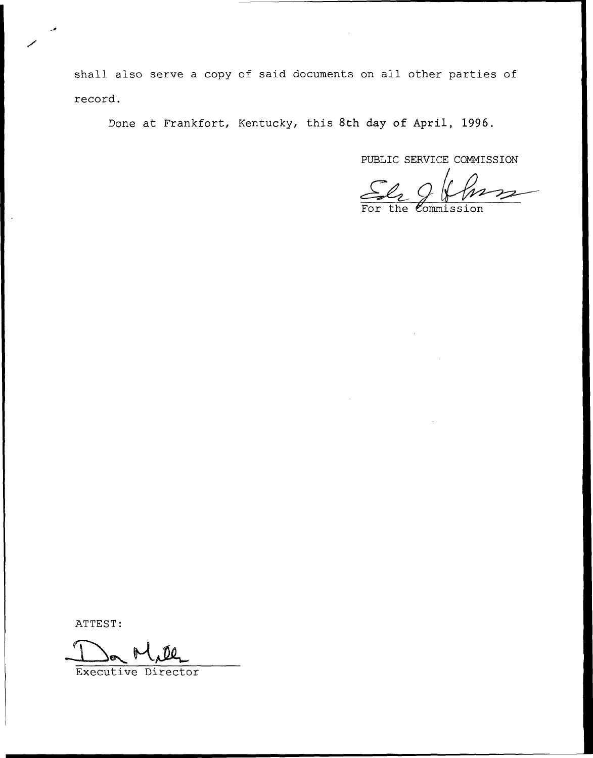shall also serve a copy of said documents on all other parties of record.

Done at Frankfort, Kentucky, this 8th day of April, 1996.

PUBLIC SERVICE COMMISSION

For the Commission

ATTEST:

Executive Director